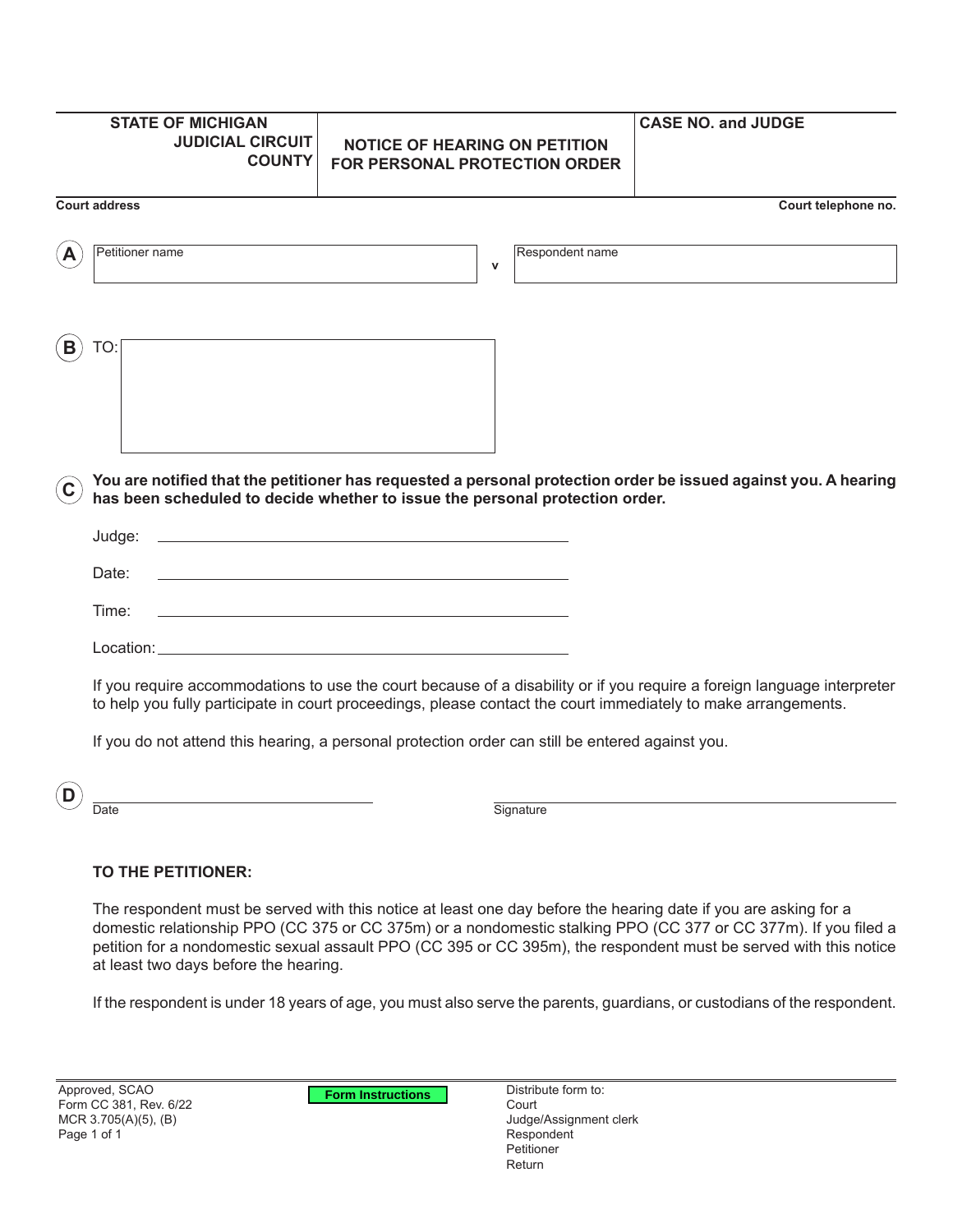| STATE OF MICHIGAN<br>JUDICIAL CIRCUIT<br>COUNTY | NOTICE OF HEARING ON PETITION FOR PERSONAL PROTECTION ORDER | CASE NO. and JUDGE |
|---|---|---|

Court address | Court telephone no.

**A** Petitioner name ____________________ v Respondent name ____________________

**B** TO:

**C** **You are notified that the petitioner has requested a personal protection order be issued against you. A hearing has been scheduled to decide whether to issue the personal protection order.**

Judge: ______________________________

Date: ______________________________

Time: ______________________________

Location: ______________________________

If you require accommodations to use the court because of a disability or if you require a foreign language interpreter to help you fully participate in court proceedings, please contact the court immediately to make arrangements.

If you do not attend this hearing, a personal protection order can still be entered against you.

**D** ______________________ Date ______________________ Signature

**TO THE PETITIONER:**

The respondent must be served with this notice at least one day before the hearing date if you are asking for a domestic relationship PPO (CC 375 or CC 375m) or a nondomestic stalking PPO (CC 377 or CC 377m). If you filed a petition for a nondomestic sexual assault PPO (CC 395 or CC 395m), the respondent must be served with this notice at least two days before the hearing.

If the respondent is under 18 years of age, you must also serve the parents, guardians, or custodians of the respondent.

Approved, SCAO
Form CC 381, Rev. 6/22
MCR 3.705(A)(5), (B)

Form Instructions

Distribute form to:
Court
Judge/Assignment clerk
Respondent
Petitioner
Return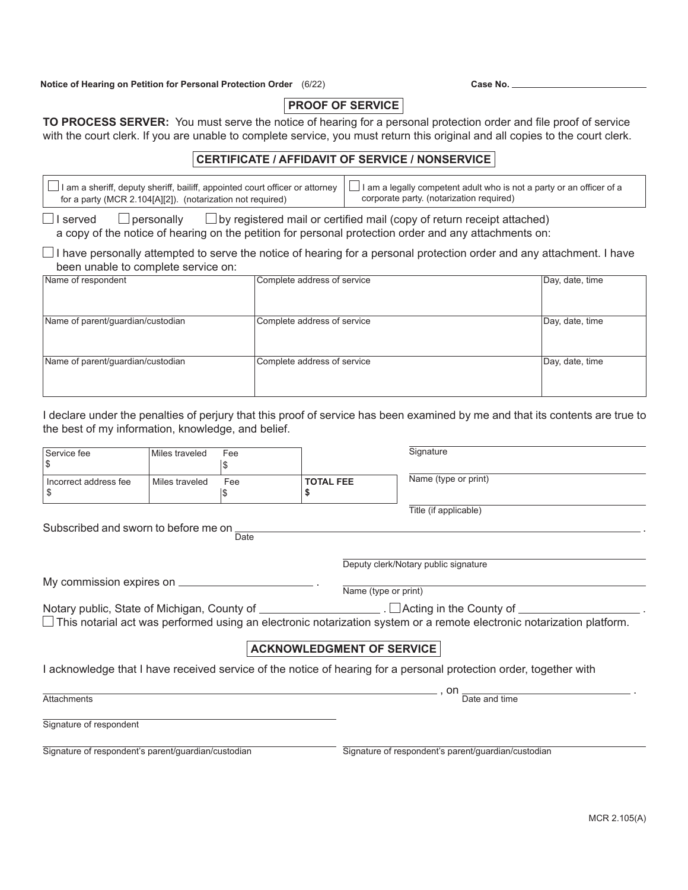Notice of Hearing on Petition for Personal Protection Order (6/22) Case No. ____________________

## PROOF OF SERVICE

**TO PROCESS SERVER:** You must serve the notice of hearing for a personal protection order and file proof of service with the court clerk. If you are unable to complete service, you must return this original and all copies to the court clerk.

### CERTIFICATE / AFFIDAVIT OF SERVICE / NONSERVICE

| | |
|---|---|
| ☐ I am a sheriff, deputy sheriff, bailiff, appointed court officer or attorney for a party (MCR 2.104[A][2]). (notarization not required) | ☐ I am a legally competent adult who is not a party or an officer of a corporate party. (notarization required) |

☐ I served ☐ personally ☐ by registered mail or certified mail (copy of return receipt attached) a copy of the notice of hearing on the petition for personal protection order and any attachments on:

☐ I have personally attempted to serve the notice of hearing for a personal protection order and any attachment. I have been unable to complete service on:

| Name of respondent | Complete address of service | Day, date, time |
|---|---|---|
| | | |
| **Name of parent/guardian/custodian** | **Complete address of service** | **Day, date, time** |
| | | |
| **Name of parent/guardian/custodian** | **Complete address of service** | **Day, date, time** |
| | | |

I declare under the penalties of perjury that this proof of service has been examined by me and that its contents are true to the best of my information, knowledge, and belief.

| Service fee | Miles traveled | Fee | |
|---|---|---|---|
| $ | | $ | |
| **Incorrect address fee** | **Miles traveled** | **Fee** | **TOTAL FEE** |
| $ | | $ | $ |

_______________________________
Signature

_______________________________
Name (type or print)

_______________________________
Title (if applicable)

Subscribed and sworn to before me on _______________________________ .
Date

_______________________________
Deputy clerk/Notary public signature

My commission expires on ____________________ .

_______________________________
Name (type or print)

Notary public, State of Michigan, County of ____________________ . ☐ Acting in the County of ____________________ .

☐ This notarial act was performed using an electronic notarization system or a remote electronic notarization platform.

### ACKNOWLEDGMENT OF SERVICE

I acknowledge that I have received service of the notice of hearing for a personal protection order, together with

_______________________________ , on _______________________________ .
Attachments Date and time

_______________________________
Signature of respondent

_______________________________
Signature of respondent's parent/guardian/custodian

_______________________________
Signature of respondent's parent/guardian/custodian

MCR 2.105(A)